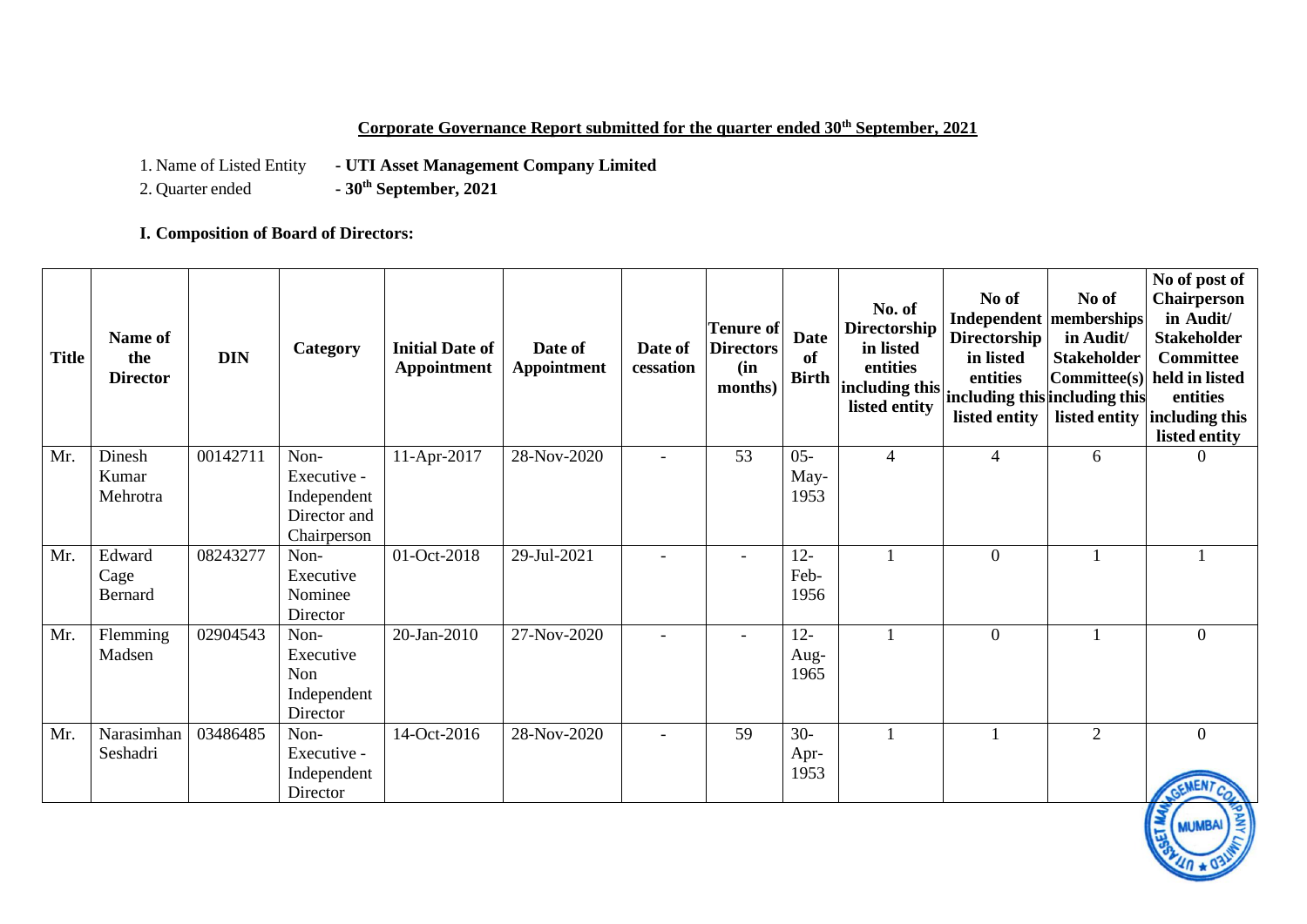**Corporate Governance Report submitted for the quarter ended 30th September, 2021**

1. Name of Listed Entity **- UTI Asset Management Company Limited**
2. Quarter ended **- 30th September, 2021**

**I. Composition of Board of Directors:**

| Title | Name of the Director | DIN | Category | Initial Date of Appointment | Date of Appointment | Date of cessation | Tenure of Directors (in months) | Date of Birth | No. of Directorship in listed entities including this listed entity | No of Independent Directorship in listed entities including this listed entity | No of memberships in Audit/ Stakeholder Committee(s) including this listed entity | No of post of Chairperson in Audit/ Stakeholder Committee held in listed entities including this listed entity |
|---|---|---|---|---|---|---|---|---|---|---|---|---|
| Mr. | Dinesh Kumar Mehrotra | 00142711 | Non-Executive - Independent Director and Chairperson | 11-Apr-2017 | 28-Nov-2020 | - | 53 | 05-May-1953 | 4 | 4 | 6 | 0 |
| Mr. | Edward Cage Bernard | 08243277 | Non-Executive Nominee Director | 01-Oct-2018 | 29-Jul-2021 | - | - | 12-Feb-1956 | 1 | 0 | 1 | 1 |
| Mr. | Flemming Madsen | 02904543 | Non-Executive Non Independent Director | 20-Jan-2010 | 27-Nov-2020 | - | - | 12-Aug-1965 | 1 | 0 | 1 | 0 |
| Mr. | Narasimhan Seshadri | 03486485 | Non-Executive - Independent Director | 14-Oct-2016 | 28-Nov-2020 | - | 59 | 30-Apr-1953 | 1 | 1 | 2 | 0 |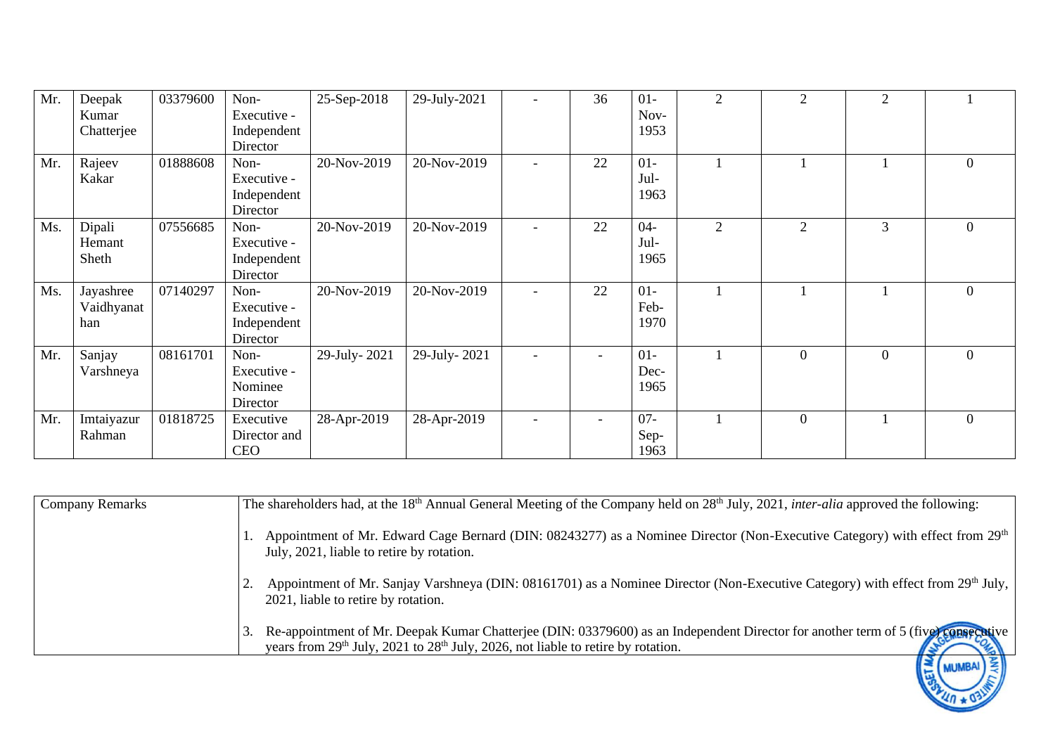| | | | | | | | | | | | | |
|---|---|---|---|---|---|---|---|---|---|---|---|---|
| Mr. | Deepak Kumar Chatterjee | 03379600 | Non-Executive - Independent Director | 25-Sep-2018 | 29-July-2021 | - | 36 | 01-Nov-1953 | 2 | 2 | 2 | 1 |
| Mr. | Rajeev Kakar | 01888608 | Non-Executive - Independent Director | 20-Nov-2019 | 20-Nov-2019 | - | 22 | 01-Jul-1963 | 1 | 1 | 1 | 0 |
| Ms. | Dipali Hemant Sheth | 07556685 | Non-Executive - Independent Director | 20-Nov-2019 | 20-Nov-2019 | - | 22 | 04-Jul-1965 | 2 | 2 | 3 | 0 |
| Ms. | Jayashree Vaidhyanathan | 07140297 | Non-Executive - Independent Director | 20-Nov-2019 | 20-Nov-2019 | - | 22 | 01-Feb-1970 | 1 | 1 | 1 | 0 |
| Mr. | Sanjay Varshneya | 08161701 | Non-Executive - Nominee Director | 29-July- 2021 | 29-July- 2021 | - | - | 01-Dec-1965 | 1 | 0 | 0 | 0 |
| Mr. | Imtaiyazur Rahman | 01818725 | Executive Director and CEO | 28-Apr-2019 | 28-Apr-2019 | - | - | 07-Sep-1963 | 1 | 0 | 1 | 0 |

| | |
|---|---|
| Company Remarks | The shareholders had, at the 18th Annual General Meeting of the Company held on 28th July, 2021, *inter-alia* approved the following:<br><br>1. Appointment of Mr. Edward Cage Bernard (DIN: 08243277) as a Nominee Director (Non-Executive Category) with effect from 29th July, 2021, liable to retire by rotation.<br><br>2. Appointment of Mr. Sanjay Varshneya (DIN: 08161701) as a Nominee Director (Non-Executive Category) with effect from 29th July, 2021, liable to retire by rotation.<br><br>3. Re-appointment of Mr. Deepak Kumar Chatterjee (DIN: 03379600) as an Independent Director for another term of 5 (five) consecutive years from 29th July, 2021 to 28th July, 2026, not liable to retire by rotation. |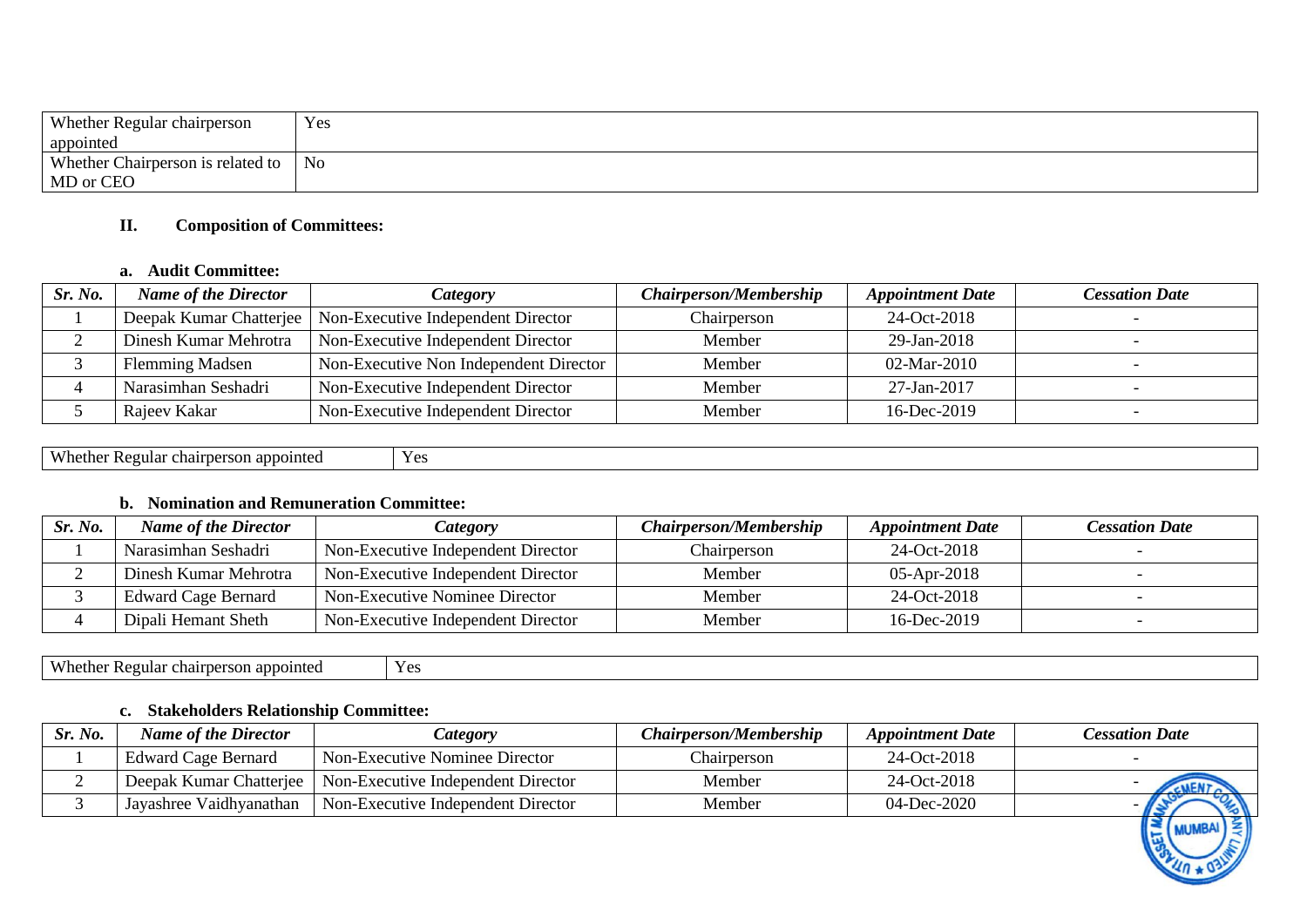| Whether Regular chairperson appointed | Yes |
|---|---|
| Whether Chairperson is related to MD or CEO | No |

## II. Composition of Committees:

### a. Audit Committee:

| *Sr. No.* | *Name of the Director* | *Category* | *Chairperson/Membership* | *Appointment Date* | *Cessation Date* |
|---|---|---|---|---|---|
| 1 | Deepak Kumar Chatterjee | Non-Executive Independent Director | Chairperson | 24-Oct-2018 | - |
| 2 | Dinesh Kumar Mehrotra | Non-Executive Independent Director | Member | 29-Jan-2018 | - |
| 3 | Flemming Madsen | Non-Executive Non Independent Director | Member | 02-Mar-2010 | - |
| 4 | Narasimhan Seshadri | Non-Executive Independent Director | Member | 27-Jan-2017 | - |
| 5 | Rajeev Kakar | Non-Executive Independent Director | Member | 16-Dec-2019 | - |

| Whether Regular chairperson appointed | Yes |
|---|---|

### b. Nomination and Remuneration Committee:

| *Sr. No.* | *Name of the Director* | *Category* | *Chairperson/Membership* | *Appointment Date* | *Cessation Date* |
|---|---|---|---|---|---|
| 1 | Narasimhan Seshadri | Non-Executive Independent Director | Chairperson | 24-Oct-2018 | - |
| 2 | Dinesh Kumar Mehrotra | Non-Executive Independent Director | Member | 05-Apr-2018 | - |
| 3 | Edward Cage Bernard | Non-Executive Nominee Director | Member | 24-Oct-2018 | - |
| 4 | Dipali Hemant Sheth | Non-Executive Independent Director | Member | 16-Dec-2019 | - |

| Whether Regular chairperson appointed | Yes |
|---|---|

### c. Stakeholders Relationship Committee:

| *Sr. No.* | *Name of the Director* | *Category* | *Chairperson/Membership* | *Appointment Date* | *Cessation Date* |
|---|---|---|---|---|---|
| 1 | Edward Cage Bernard | Non-Executive Nominee Director | Chairperson | 24-Oct-2018 | - |
| 2 | Deepak Kumar Chatterjee | Non-Executive Independent Director | Member | 24-Oct-2018 | - |
| 3 | Jayashree Vaidhyanathan | Non-Executive Independent Director | Member | 04-Dec-2020 | - |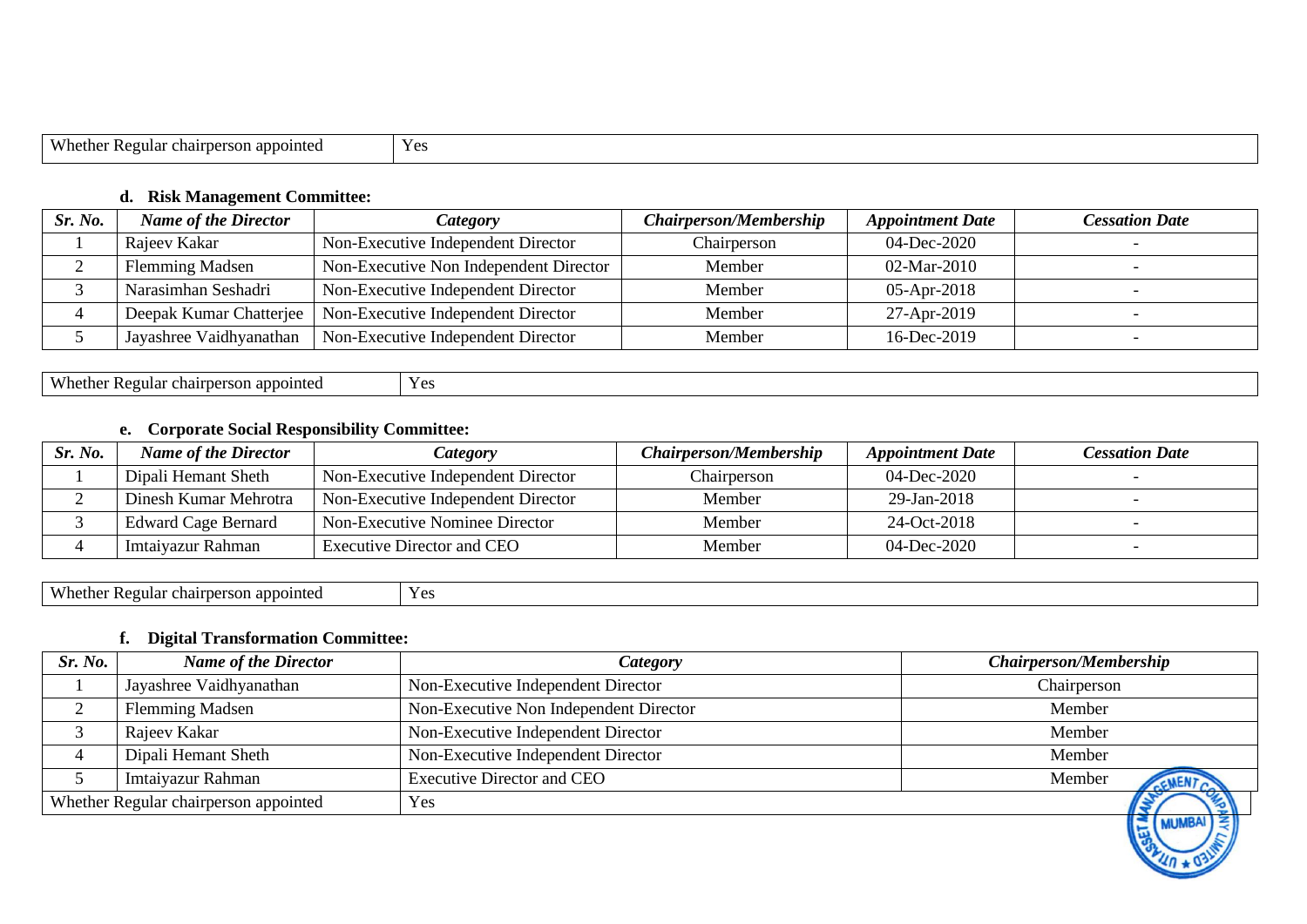| Whether Regular chairperson appointed | Yes |
|---|---|

**d. Risk Management Committee:**

| *Sr. No.* | *Name of the Director* | *Category* | *Chairperson/Membership* | *Appointment Date* | *Cessation Date* |
|---|---|---|---|---|---|
| 1 | Rajeev Kakar | Non-Executive Independent Director | Chairperson | 04-Dec-2020 | - |
| 2 | Flemming Madsen | Non-Executive Non Independent Director | Member | 02-Mar-2010 | - |
| 3 | Narasimhan Seshadri | Non-Executive Independent Director | Member | 05-Apr-2018 | - |
| 4 | Deepak Kumar Chatterjee | Non-Executive Independent Director | Member | 27-Apr-2019 | - |
| 5 | Jayashree Vaidhyanathan | Non-Executive Independent Director | Member | 16-Dec-2019 | - |

| Whether Regular chairperson appointed | Yes |
|---|---|

**e. Corporate Social Responsibility Committee:**

| *Sr. No.* | *Name of the Director* | *Category* | *Chairperson/Membership* | *Appointment Date* | *Cessation Date* |
|---|---|---|---|---|---|
| 1 | Dipali Hemant Sheth | Non-Executive Independent Director | Chairperson | 04-Dec-2020 | - |
| 2 | Dinesh Kumar Mehrotra | Non-Executive Independent Director | Member | 29-Jan-2018 | - |
| 3 | Edward Cage Bernard | Non-Executive Nominee Director | Member | 24-Oct-2018 | - |
| 4 | Imtaiyazur Rahman | Executive Director and CEO | Member | 04-Dec-2020 | - |

| Whether Regular chairperson appointed | Yes |
|---|---|

**f. Digital Transformation Committee:**

| *Sr. No.* | *Name of the Director* | *Category* | *Chairperson/Membership* |
|---|---|---|---|
| 1 | Jayashree Vaidhyanathan | Non-Executive Independent Director | Chairperson |
| 2 | Flemming Madsen | Non-Executive Non Independent Director | Member |
| 3 | Rajeev Kakar | Non-Executive Independent Director | Member |
| 4 | Dipali Hemant Sheth | Non-Executive Independent Director | Member |
| 5 | Imtaiyazur Rahman | Executive Director and CEO | Member |
| Whether Regular chairperson appointed | | Yes | |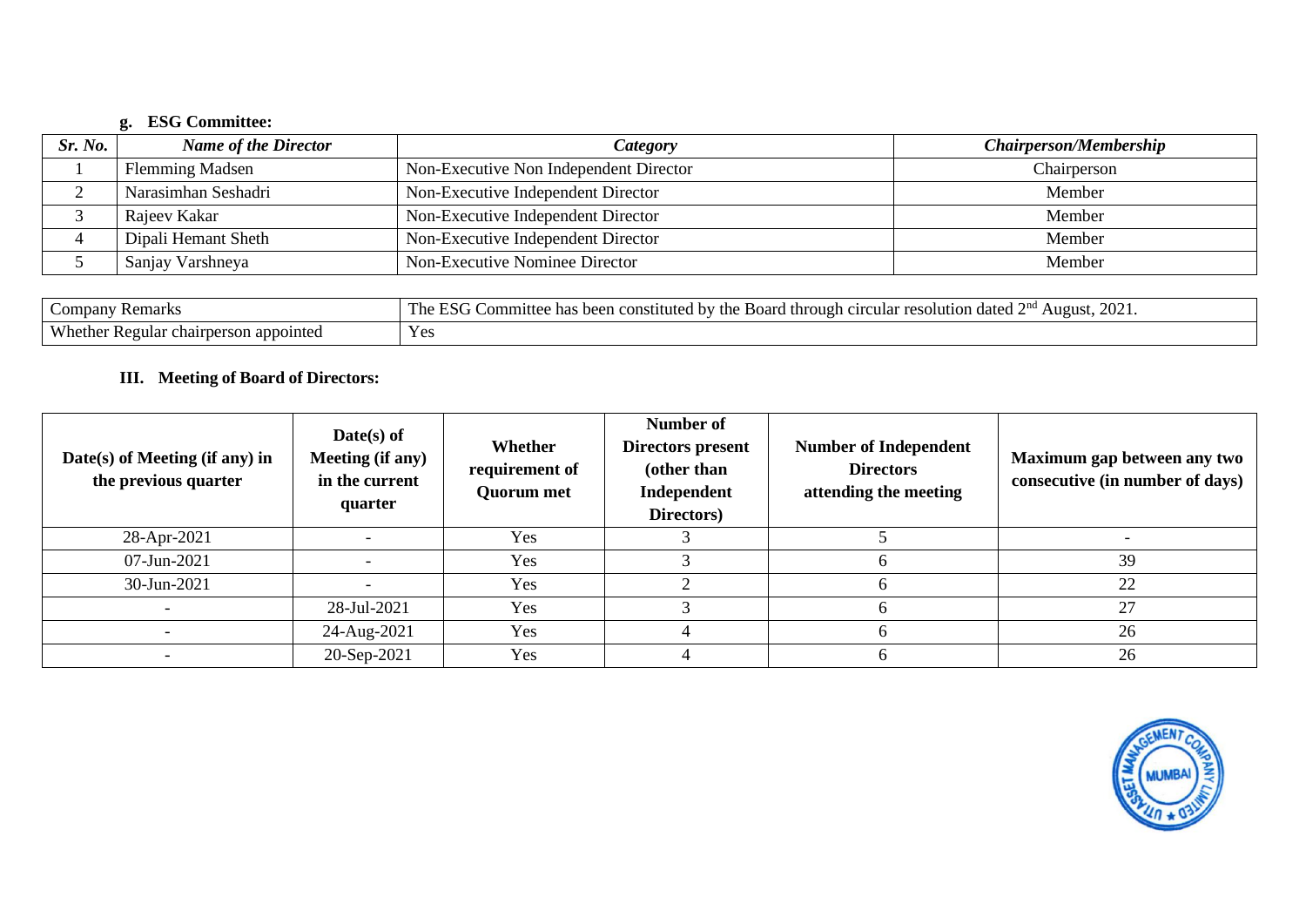#### g. ESG Committee:

| *Sr. No.* | *Name of the Director* | *Category* | *Chairperson/Membership* |
|---|---|---|---|
| 1 | Flemming Madsen | Non-Executive Non Independent Director | Chairperson |
| 2 | Narasimhan Seshadri | Non-Executive Independent Director | Member |
| 3 | Rajeev Kakar | Non-Executive Independent Director | Member |
| 4 | Dipali Hemant Sheth | Non-Executive Independent Director | Member |
| 5 | Sanjay Varshneya | Non-Executive Nominee Director | Member |

| | |
|---|---|
| Company Remarks | The ESG Committee has been constituted by the Board through circular resolution dated 2nd August, 2021. |
| Whether Regular chairperson appointed | Yes |

### III. Meeting of Board of Directors:

| Date(s) of Meeting (if any) in the previous quarter | Date(s) of Meeting (if any) in the current quarter | Whether requirement of Quorum met | Number of Directors present (other than Independent Directors) | Number of Independent Directors attending the meeting | Maximum gap between any two consecutive (in number of days) |
|---|---|---|---|---|---|
| 28-Apr-2021 | - | Yes | 3 | 5 | - |
| 07-Jun-2021 | - | Yes | 3 | 6 | 39 |
| 30-Jun-2021 | - | Yes | 2 | 6 | 22 |
| - | 28-Jul-2021 | Yes | 3 | 6 | 27 |
| - | 24-Aug-2021 | Yes | 4 | 6 | 26 |
| - | 20-Sep-2021 | Yes | 4 | 6 | 26 |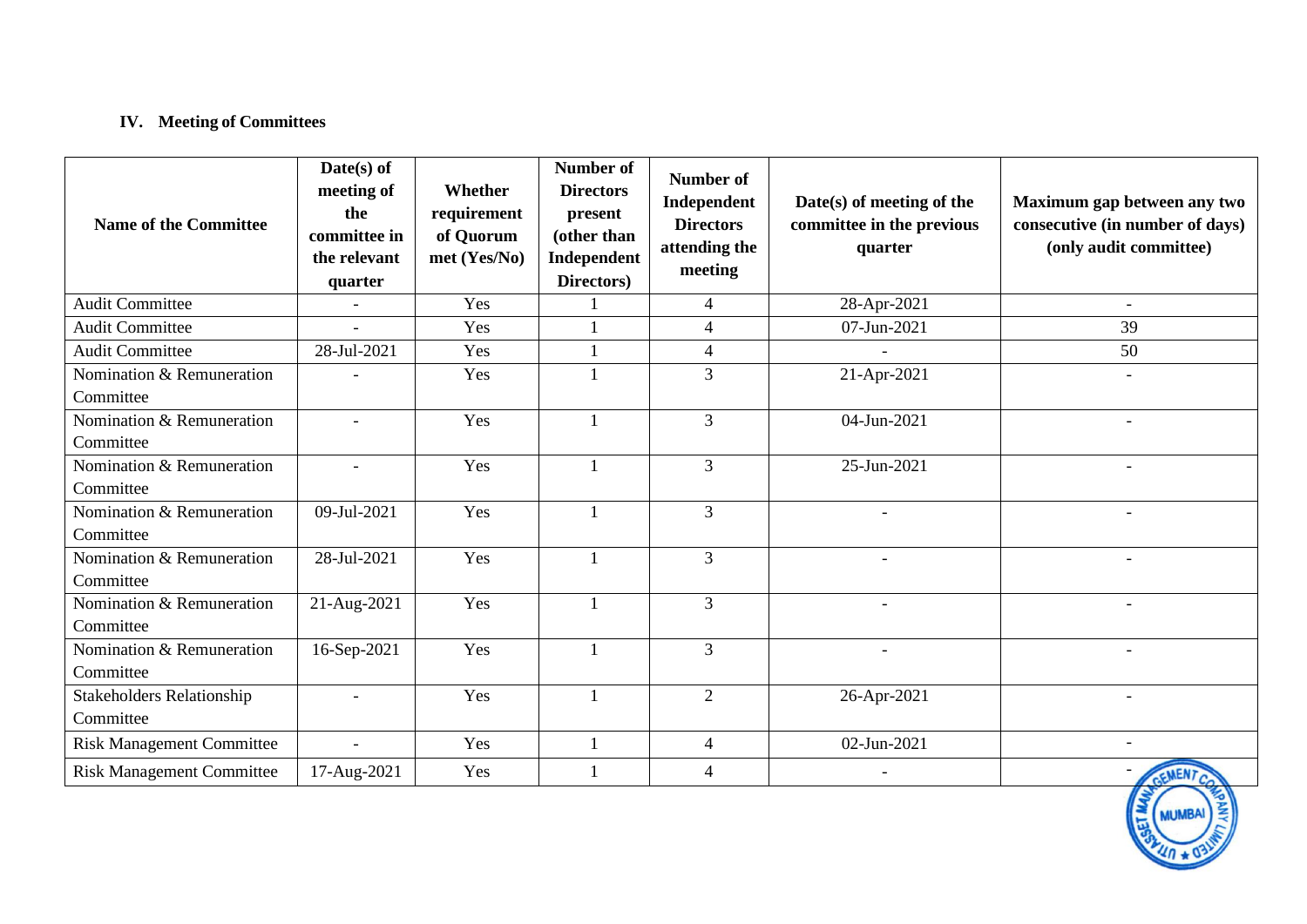## IV. Meeting of Committees

| Name of the Committee | Date(s) of meeting of the committee in the relevant quarter | Whether requirement of Quorum met (Yes/No) | Number of Directors present (other than Independent Directors) | Number of Independent Directors attending the meeting | Date(s) of meeting of the committee in the previous quarter | Maximum gap between any two consecutive (in number of days) (only audit committee) |
|---|---|---|---|---|---|---|
| Audit Committee | - | Yes | 1 | 4 | 28-Apr-2021 | - |
| Audit Committee | - | Yes | 1 | 4 | 07-Jun-2021 | 39 |
| Audit Committee | 28-Jul-2021 | Yes | 1 | 4 | - | 50 |
| Nomination & Remuneration Committee | - | Yes | 1 | 3 | 21-Apr-2021 | - |
| Nomination & Remuneration Committee | - | Yes | 1 | 3 | 04-Jun-2021 | - |
| Nomination & Remuneration Committee | - | Yes | 1 | 3 | 25-Jun-2021 | - |
| Nomination & Remuneration Committee | 09-Jul-2021 | Yes | 1 | 3 | - | - |
| Nomination & Remuneration Committee | 28-Jul-2021 | Yes | 1 | 3 | - | - |
| Nomination & Remuneration Committee | 21-Aug-2021 | Yes | 1 | 3 | - | - |
| Nomination & Remuneration Committee | 16-Sep-2021 | Yes | 1 | 3 | - | - |
| Stakeholders Relationship Committee | - | Yes | 1 | 2 | 26-Apr-2021 | - |
| Risk Management Committee | - | Yes | 1 | 4 | 02-Jun-2021 | - |
| Risk Management Committee | 17-Aug-2021 | Yes | 1 | 4 | - | - |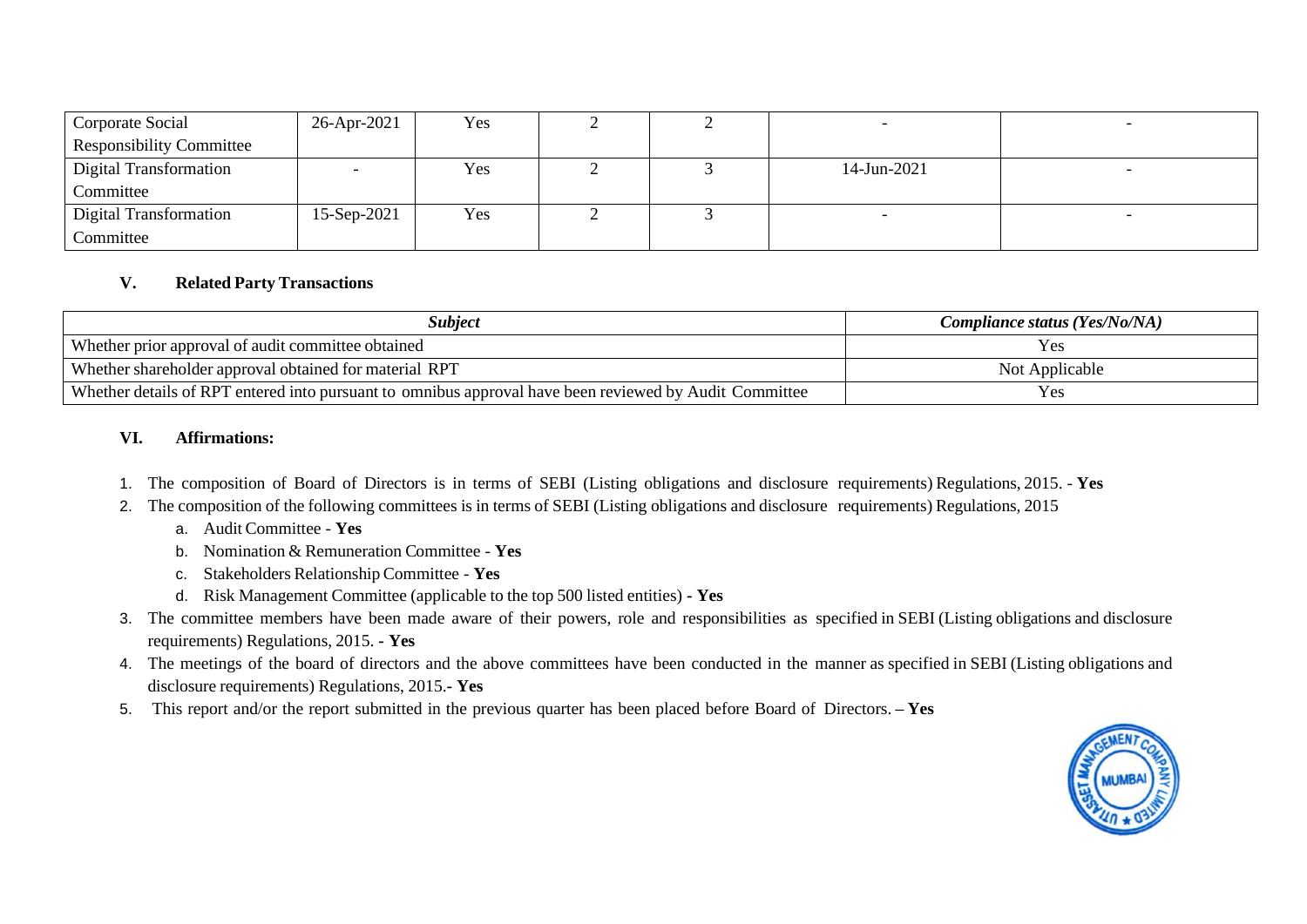| | | | | | | |
|---|---|---|---|---|---|---|
| Corporate Social Responsibility Committee | 26-Apr-2021 | Yes | 2 | 2 | - | - |
| Digital Transformation Committee | - | Yes | 2 | 3 | 14-Jun-2021 | - |
| Digital Transformation Committee | 15-Sep-2021 | Yes | 2 | 3 | - | - |

### V. Related Party Transactions

| *Subject* | *Compliance status (Yes/No/NA)* |
|---|---|
| Whether prior approval of audit committee obtained | Yes |
| Whether shareholder approval obtained for material RPT | Not Applicable |
| Whether details of RPT entered into pursuant to omnibus approval have been reviewed by Audit Committee | Yes |

### VI. Affirmations:

1. The composition of Board of Directors is in terms of SEBI (Listing obligations and disclosure requirements) Regulations, 2015. - **Yes**
2. The composition of the following committees is in terms of SEBI (Listing obligations and disclosure requirements) Regulations, 2015
   a. Audit Committee - **Yes**
   b. Nomination & Remuneration Committee - **Yes**
   c. Stakeholders Relationship Committee - **Yes**
   d. Risk Management Committee (applicable to the top 500 listed entities) **- Yes**
3. The committee members have been made aware of their powers, role and responsibilities as specified in SEBI (Listing obligations and disclosure requirements) Regulations, 2015. **- Yes**
4. The meetings of the board of directors and the above committees have been conducted in the manner as specified in SEBI (Listing obligations and disclosure requirements) Regulations, 2015.- **Yes**
5. This report and/or the report submitted in the previous quarter has been placed before Board of Directors. **– Yes**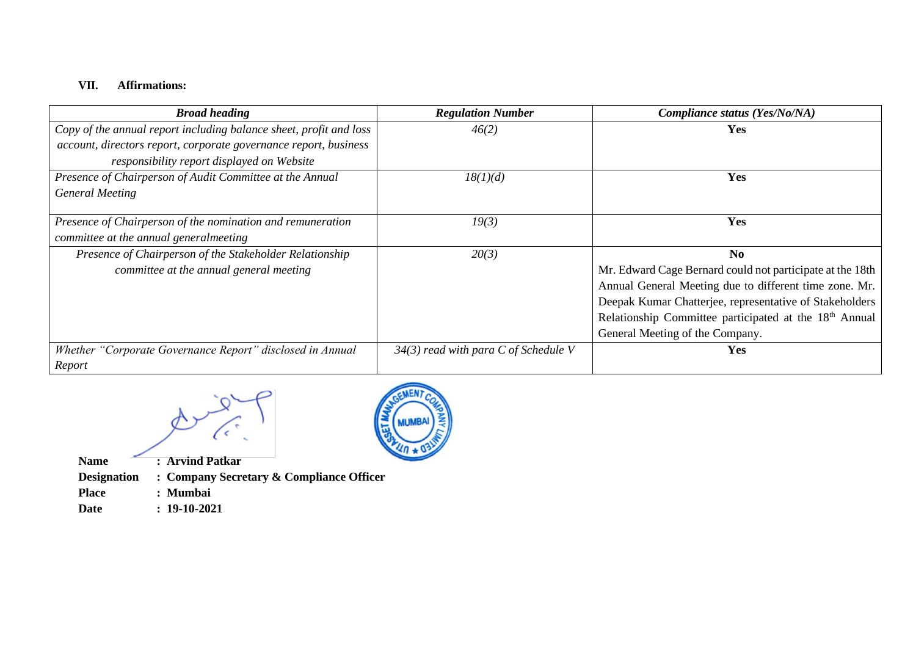## VII. Affirmations:

| *Broad heading* | *Regulation Number* | *Compliance status (Yes/No/NA)* |
|---|---|---|
| *Copy of the annual report including balance sheet, profit and loss account, directors report, corporate governance report, business responsibility report displayed on Website* | *46(2)* | **Yes** |
| *Presence of Chairperson of Audit Committee at the Annual General Meeting* | *18(1)(d)* | **Yes** |
| *Presence of Chairperson of the nomination and remuneration committee at the annual generalmeeting* | *19(3)* | **Yes** |
| *Presence of Chairperson of the Stakeholder Relationship committee at the annual general meeting* | *20(3)* | **No** Mr. Edward Cage Bernard could not participate at the 18th Annual General Meeting due to different time zone. Mr. Deepak Kumar Chatterjee, representative of Stakeholders Relationship Committee participated at the 18th Annual General Meeting of the Company. |
| *Whether "Corporate Governance Report" disclosed in Annual Report* | *34(3) read with para C of Schedule V* | **Yes** |

**Name** : **Arvind Patkar**
**Designation** : **Company Secretary & Compliance Officer**
**Place** : **Mumbai**
**Date** : **19-10-2021**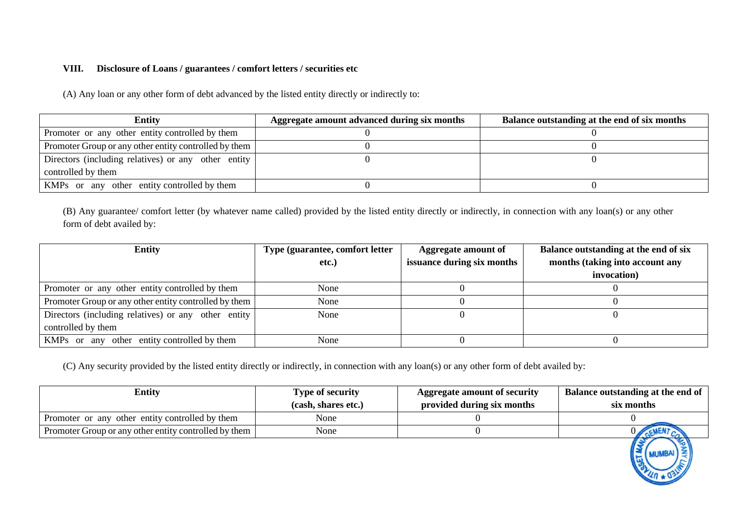## VIII. Disclosure of Loans / guarantees / comfort letters / securities etc

(A) Any loan or any other form of debt advanced by the listed entity directly or indirectly to:

| Entity | Aggregate amount advanced during six months | Balance outstanding at the end of six months |
| --- | --- | --- |
| Promoter or any other entity controlled by them | 0 | 0 |
| Promoter Group or any other entity controlled by them | 0 | 0 |
| Directors (including relatives) or any other entity controlled by them | 0 | 0 |
| KMPs or any other entity controlled by them | 0 | 0 |

(B) Any guarantee/ comfort letter (by whatever name called) provided by the listed entity directly or indirectly, in connection with any loan(s) or any other form of debt availed by:

| Entity | Type (guarantee, comfort letter etc.) | Aggregate amount of issuance during six months | Balance outstanding at the end of six months (taking into account any invocation) |
| --- | --- | --- | --- |
| Promoter or any other entity controlled by them | None | 0 | 0 |
| Promoter Group or any other entity controlled by them | None | 0 | 0 |
| Directors (including relatives) or any other entity controlled by them | None | 0 | 0 |
| KMPs or any other entity controlled by them | None | 0 | 0 |

(C) Any security provided by the listed entity directly or indirectly, in connection with any loan(s) or any other form of debt availed by:

| Entity | Type of security (cash, shares etc.) | Aggregate amount of security provided during six months | Balance outstanding at the end of six months |
| --- | --- | --- | --- |
| Promoter or any other entity controlled by them | None | 0 | 0 |
| Promoter Group or any other entity controlled by them | None | 0 | 0 |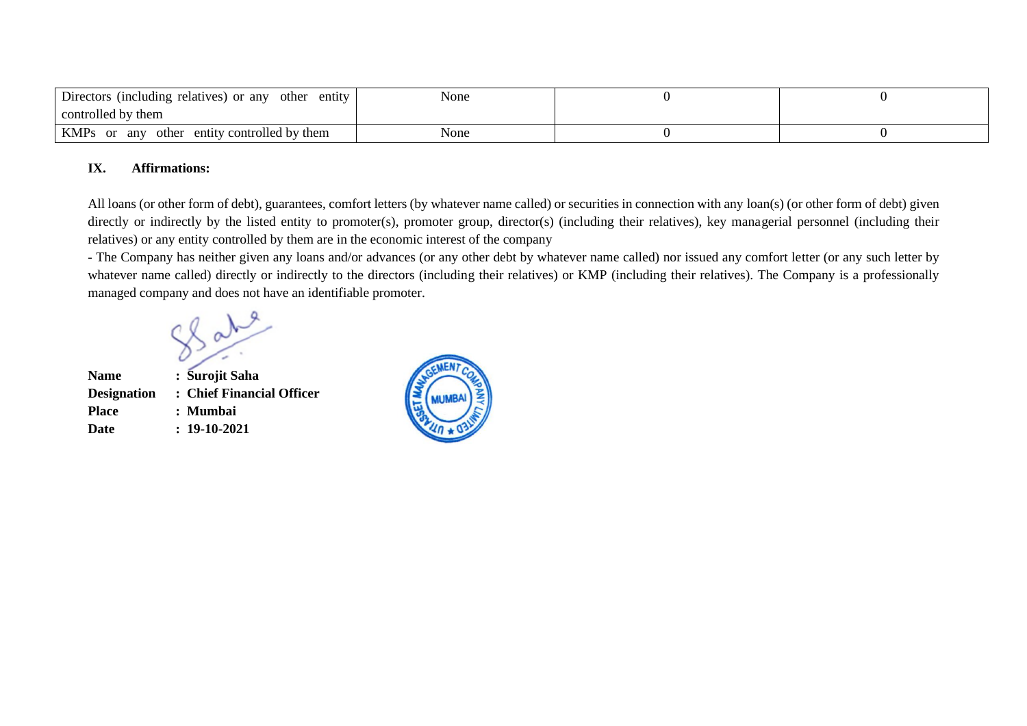| | | | |
|---|---|---|---|
| Directors (including relatives) or any other entity controlled by them | None | 0 | 0 |
| KMPs or any other entity controlled by them | None | 0 | 0 |

**IX. Affirmations:**

All loans (or other form of debt), guarantees, comfort letters (by whatever name called) or securities in connection with any loan(s) (or other form of debt) given directly or indirectly by the listed entity to promoter(s), promoter group, director(s) (including their relatives), key managerial personnel (including their relatives) or any entity controlled by them are in the economic interest of the company

- The Company has neither given any loans and/or advances (or any other debt by whatever name called) nor issued any comfort letter (or any such letter by whatever name called) directly or indirectly to the directors (including their relatives) or KMP (including their relatives). The Company is a professionally managed company and does not have an identifiable promoter.

**Name** : **Surojit Saha**
**Designation** : **Chief Financial Officer**
**Place** : **Mumbai**
**Date** : **19-10-2021**